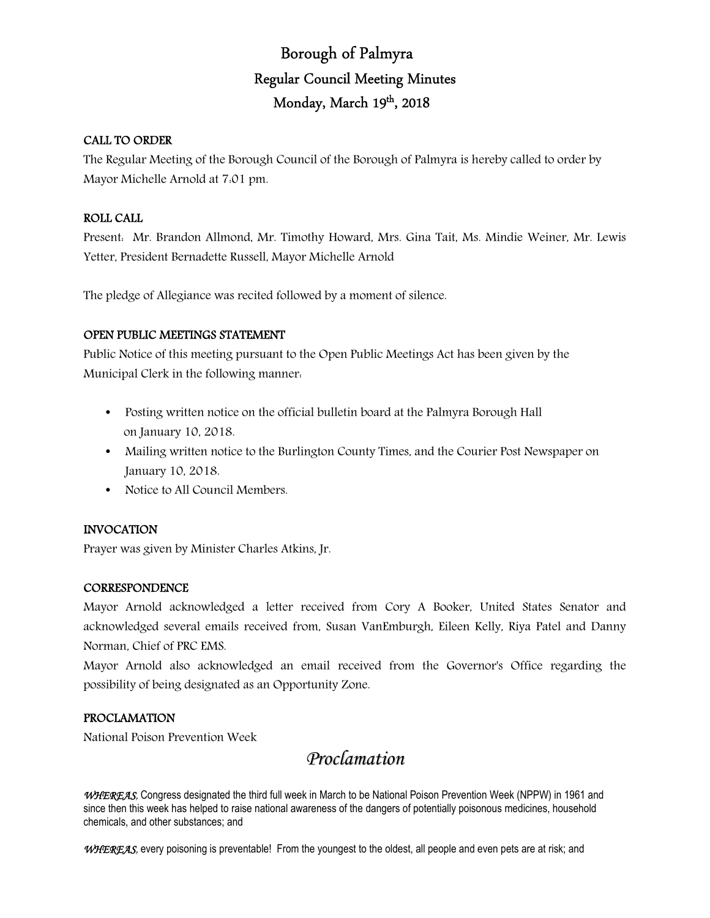# Borough of Palmyra

## Regular Council Meeting Minutes

## Monday, March 19th, 2018

**CALL TO ORDER**

The Regular Meeting of the Borough Council of the Borough of Palmyra is hereby called to order by Mayor Michelle Arnold at 7:01 pm.

**ROLL CALL**

Present: Mr. Brandon Allmond, Mr. Timothy Howard, Mrs. Gina Tait, Ms. Mindie Weiner, Mr. Lewis Yetter, President Bernadette Russell, Mayor Michelle Arnold

The pledge of Allegiance was recited followed by a moment of silence.

**OPEN PUBLIC MEETINGS STATEMENT**

Public Notice of this meeting pursuant to the Open Public Meetings Act has been given by the Municipal Clerk in the following manner:

- Posting written notice on the official bulletin board at the Palmyra Borough Hall on January 10, 2018.
- Mailing written notice to the Burlington County Times, and the Courier Post Newspaper on January 10, 2018.
- Notice to All Council Members.

**INVOCATION**

Prayer was given by Minister Charles Atkins, Jr.

**CORRESPONDENCE**

Mayor Arnold acknowledged a letter received from Cory A Booker, United States Senator and acknowledged several emails received from, Susan VanEmburgh, Eileen Kelly, Riya Patel and Danny Norman, Chief of PRC EMS.

Mayor Arnold also acknowledged an email received from the Governor's Office regarding the possibility of being designated as an Opportunity Zone.

**PROCLAMATION**

National Poison Prevention Week

## *Proclamation*

***WHEREAS,*** Congress designated the third full week in March to be National Poison Prevention Week (NPPW) in 1961 and since then this week has helped to raise national awareness of the dangers of potentially poisonous medicines, household chemicals, and other substances; and

***WHEREAS,*** every poisoning is preventable! From the youngest to the oldest, all people and even pets are at risk; and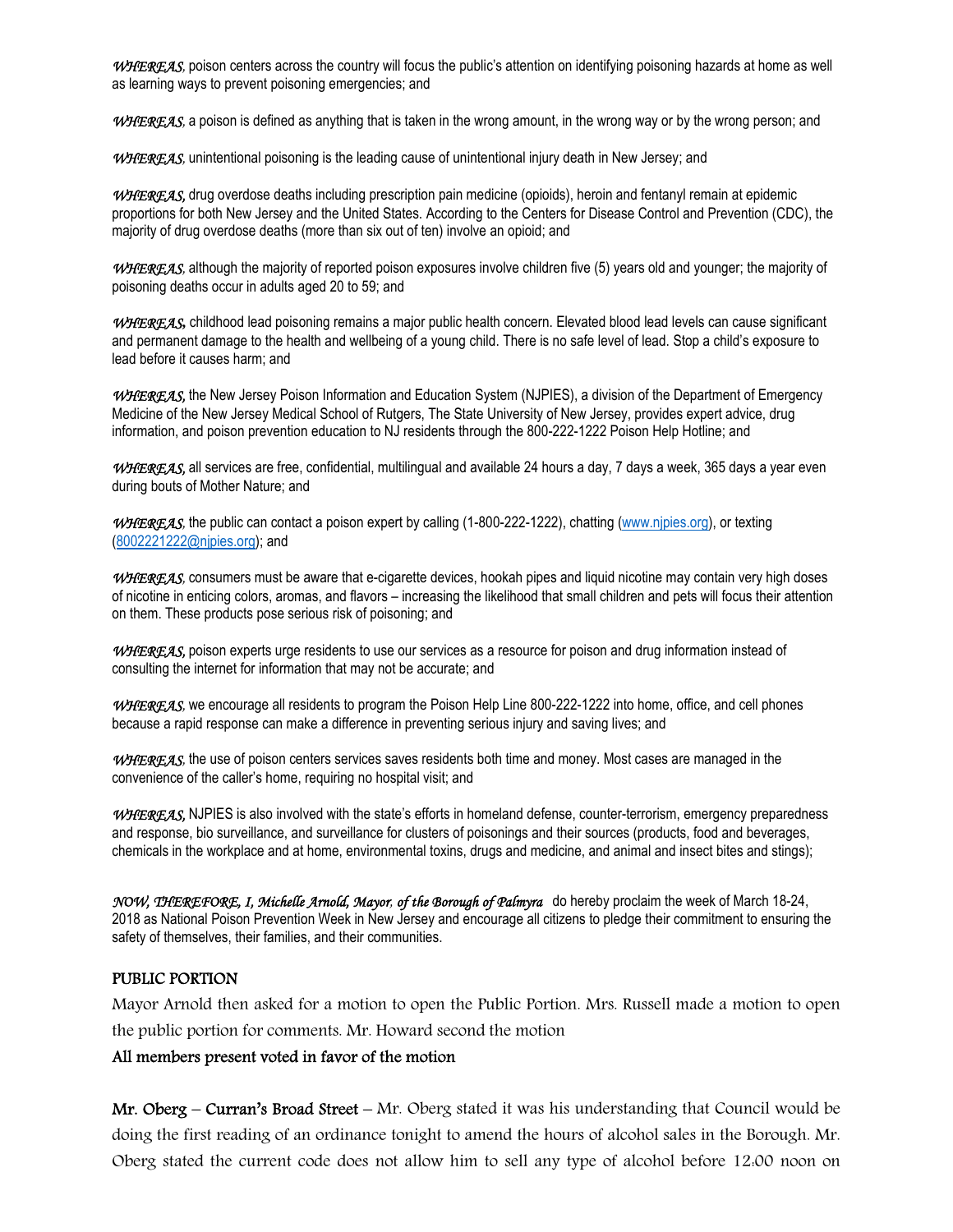*WHEREAS,* poison centers across the country will focus the public's attention on identifying poisoning hazards at home as well as learning ways to prevent poisoning emergencies; and

*WHEREAS,* a poison is defined as anything that is taken in the wrong amount, in the wrong way or by the wrong person; and

*WHEREAS,* unintentional poisoning is the leading cause of unintentional injury death in New Jersey; and

*WHEREAS,* drug overdose deaths including prescription pain medicine (opioids), heroin and fentanyl remain at epidemic proportions for both New Jersey and the United States. According to the Centers for Disease Control and Prevention (CDC), the majority of drug overdose deaths (more than six out of ten) involve an opioid; and

*WHEREAS,* although the majority of reported poison exposures involve children five (5) years old and younger; the majority of poisoning deaths occur in adults aged 20 to 59; and

*WHEREAS,* childhood lead poisoning remains a major public health concern. Elevated blood lead levels can cause significant and permanent damage to the health and wellbeing of a young child. There is no safe level of lead. Stop a child's exposure to lead before it causes harm; and

*WHEREAS,* the New Jersey Poison Information and Education System (NJPIES), a division of the Department of Emergency Medicine of the New Jersey Medical School of Rutgers, The State University of New Jersey, provides expert advice, drug information, and poison prevention education to NJ residents through the 800-222-1222 Poison Help Hotline; and

*WHEREAS,* all services are free, confidential, multilingual and available 24 hours a day, 7 days a week, 365 days a year even during bouts of Mother Nature; and

*WHEREAS,* the public can contact a poison expert by calling (1-800-222-1222), chatting (www.njpies.org), or texting (8002221222@njpies.org); and

*WHEREAS,* consumers must be aware that e-cigarette devices, hookah pipes and liquid nicotine may contain very high doses of nicotine in enticing colors, aromas, and flavors – increasing the likelihood that small children and pets will focus their attention on them. These products pose serious risk of poisoning; and

*WHEREAS,* poison experts urge residents to use our services as a resource for poison and drug information instead of consulting the internet for information that may not be accurate; and

*WHEREAS,* we encourage all residents to program the Poison Help Line 800-222-1222 into home, office, and cell phones because a rapid response can make a difference in preventing serious injury and saving lives; and

*WHEREAS,* the use of poison centers services saves residents both time and money. Most cases are managed in the convenience of the caller's home, requiring no hospital visit; and

*WHEREAS,* NJPIES is also involved with the state's efforts in homeland defense, counter-terrorism, emergency preparedness and response, bio surveillance, and surveillance for clusters of poisonings and their sources (products, food and beverages, chemicals in the workplace and at home, environmental toxins, drugs and medicine, and animal and insect bites and stings);

*NOW, THEREFORE, I, Michelle Arnold, Mayor, of the Borough of Palmyra* do hereby proclaim the week of March 18-24, 2018 as National Poison Prevention Week in New Jersey and encourage all citizens to pledge their commitment to ensuring the safety of themselves, their families, and their communities.

**PUBLIC PORTION**

Mayor Arnold then asked for a motion to open the Public Portion. Mrs. Russell made a motion to open the public portion for comments. Mr. Howard second the motion

**All members present voted in favor of the motion**

**Mr. Oberg – Curran's Broad Street** – Mr. Oberg stated it was his understanding that Council would be doing the first reading of an ordinance tonight to amend the hours of alcohol sales in the Borough. Mr. Oberg stated the current code does not allow him to sell any type of alcohol before 12:00 noon on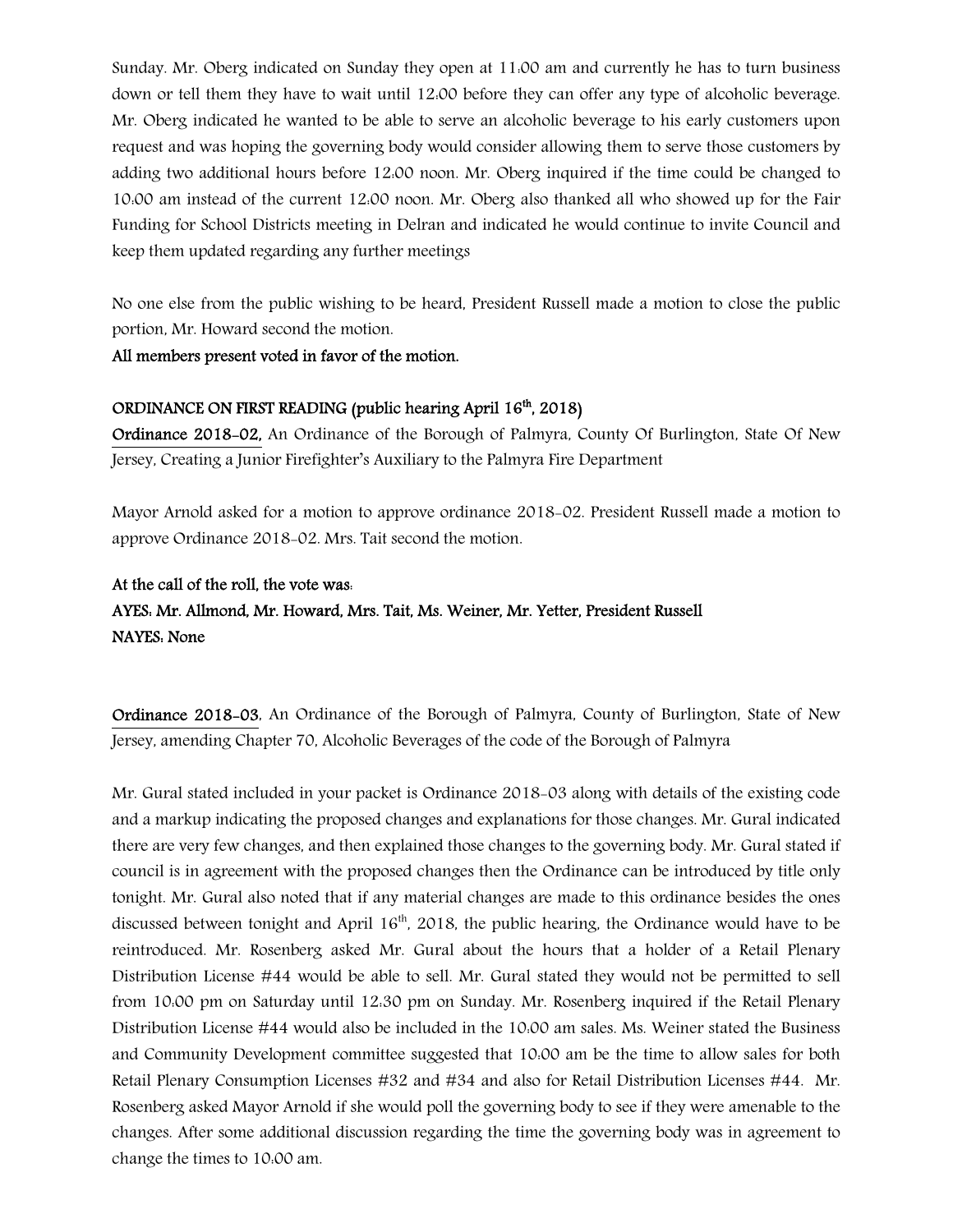Sunday. Mr. Oberg indicated on Sunday they open at 11:00 am and currently he has to turn business down or tell them they have to wait until 12:00 before they can offer any type of alcoholic beverage. Mr. Oberg indicated he wanted to be able to serve an alcoholic beverage to his early customers upon request and was hoping the governing body would consider allowing them to serve those customers by adding two additional hours before 12:00 noon. Mr. Oberg inquired if the time could be changed to 10:00 am instead of the current 12:00 noon. Mr. Oberg also thanked all who showed up for the Fair Funding for School Districts meeting in Delran and indicated he would continue to invite Council and keep them updated regarding any further meetings

No one else from the public wishing to be heard, President Russell made a motion to close the public portion, Mr. Howard second the motion.

**All members present voted in favor of the motion.**

**ORDINANCE ON FIRST READING (public hearing April 16th, 2018)**

**Ordinance 2018-02,** An Ordinance of the Borough of Palmyra, County Of Burlington, State Of New Jersey, Creating a Junior Firefighter's Auxiliary to the Palmyra Fire Department

Mayor Arnold asked for a motion to approve ordinance 2018-02. President Russell made a motion to approve Ordinance 2018-02. Mrs. Tait second the motion.

**At the call of the roll, the vote was:**

**AYES: Mr. Allmond, Mr. Howard, Mrs. Tait, Ms. Weiner, Mr. Yetter, President Russell**

**NAYES: None**

**Ordinance 2018-03**, An Ordinance of the Borough of Palmyra, County of Burlington, State of New Jersey, amending Chapter 70, Alcoholic Beverages of the code of the Borough of Palmyra

Mr. Gural stated included in your packet is Ordinance 2018-03 along with details of the existing code and a markup indicating the proposed changes and explanations for those changes. Mr. Gural indicated there are very few changes, and then explained those changes to the governing body. Mr. Gural stated if council is in agreement with the proposed changes then the Ordinance can be introduced by title only tonight. Mr. Gural also noted that if any material changes are made to this ordinance besides the ones discussed between tonight and April 16th, 2018, the public hearing, the Ordinance would have to be reintroduced. Mr. Rosenberg asked Mr. Gural about the hours that a holder of a Retail Plenary Distribution License #44 would be able to sell. Mr. Gural stated they would not be permitted to sell from 10:00 pm on Saturday until 12:30 pm on Sunday. Mr. Rosenberg inquired if the Retail Plenary Distribution License #44 would also be included in the 10:00 am sales. Ms. Weiner stated the Business and Community Development committee suggested that 10:00 am be the time to allow sales for both Retail Plenary Consumption Licenses #32 and #34 and also for Retail Distribution Licenses #44. Mr. Rosenberg asked Mayor Arnold if she would poll the governing body to see if they were amenable to the changes. After some additional discussion regarding the time the governing body was in agreement to change the times to 10:00 am.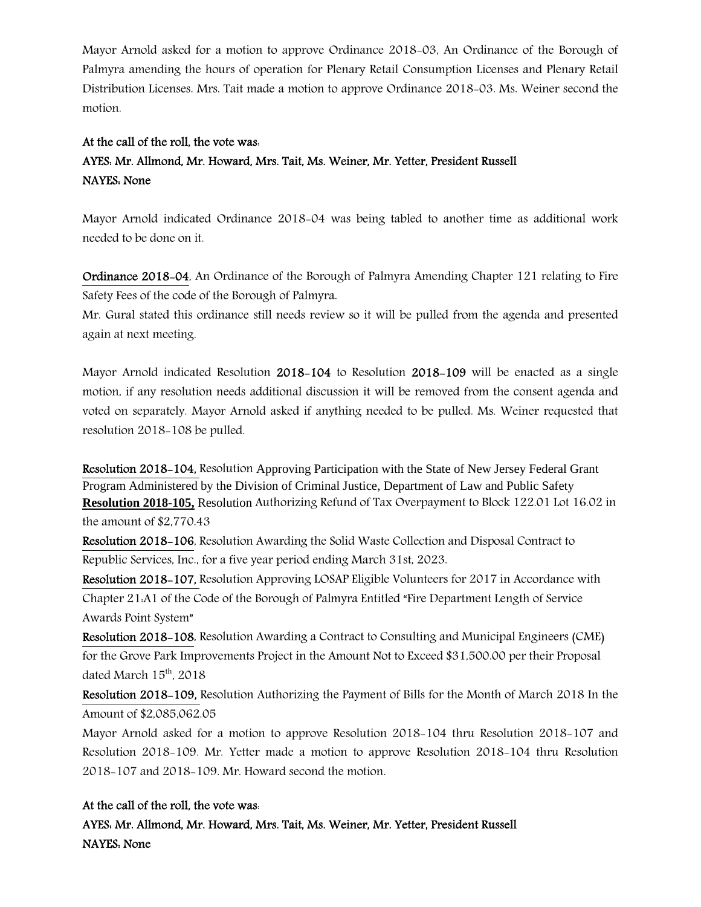Mayor Arnold asked for a motion to approve Ordinance 2018-03, An Ordinance of the Borough of Palmyra amending the hours of operation for Plenary Retail Consumption Licenses and Plenary Retail Distribution Licenses. Mrs. Tait made a motion to approve Ordinance 2018-03. Ms. Weiner second the motion.

**At the call of the roll, the vote was:**
**AYES: Mr. Allmond, Mr. Howard, Mrs. Tait, Ms. Weiner, Mr. Yetter, President Russell**
**NAYES: None**

Mayor Arnold indicated Ordinance 2018-04 was being tabled to another time as additional work needed to be done on it.

**Ordinance 2018-04**, An Ordinance of the Borough of Palmyra Amending Chapter 121 relating to Fire Safety Fees of the code of the Borough of Palmyra.
Mr. Gural stated this ordinance still needs review so it will be pulled from the agenda and presented again at next meeting.

Mayor Arnold indicated Resolution **2018-104** to Resolution **2018-109** will be enacted as a single motion, if any resolution needs additional discussion it will be removed from the consent agenda and voted on separately. Mayor Arnold asked if anything needed to be pulled. Ms. Weiner requested that resolution 2018-108 be pulled.

**Resolution 2018-104,** Resolution Approving Participation with the State of New Jersey Federal Grant Program Administered by the Division of Criminal Justice, Department of Law and Public Safety
**Resolution 2018-105,** Resolution Authorizing Refund of Tax Overpayment to Block 122.01 Lot 16.02 in the amount of $2,770.43
**Resolution 2018-106**, Resolution Awarding the Solid Waste Collection and Disposal Contract to Republic Services, Inc., for a five year period ending March 31st, 2023.
**Resolution 2018-107,** Resolution Approving LOSAP Eligible Volunteers for 2017 in Accordance with Chapter 21:A1 of the Code of the Borough of Palmyra Entitled "Fire Department Length of Service Awards Point System"
**Resolution 2018-108**, Resolution Awarding a Contract to Consulting and Municipal Engineers (CME) for the Grove Park Improvements Project in the Amount Not to Exceed $31,500.00 per their Proposal dated March 15th, 2018
**Resolution 2018-109,** Resolution Authorizing the Payment of Bills for the Month of March 2018 In the Amount of $2,085,062.05
Mayor Arnold asked for a motion to approve Resolution 2018-104 thru Resolution 2018-107 and Resolution 2018-109. Mr. Yetter made a motion to approve Resolution 2018-104 thru Resolution 2018-107 and 2018-109. Mr. Howard second the motion.

**At the call of the roll, the vote was:**
**AYES: Mr. Allmond, Mr. Howard, Mrs. Tait, Ms. Weiner, Mr. Yetter, President Russell**
**NAYES: None**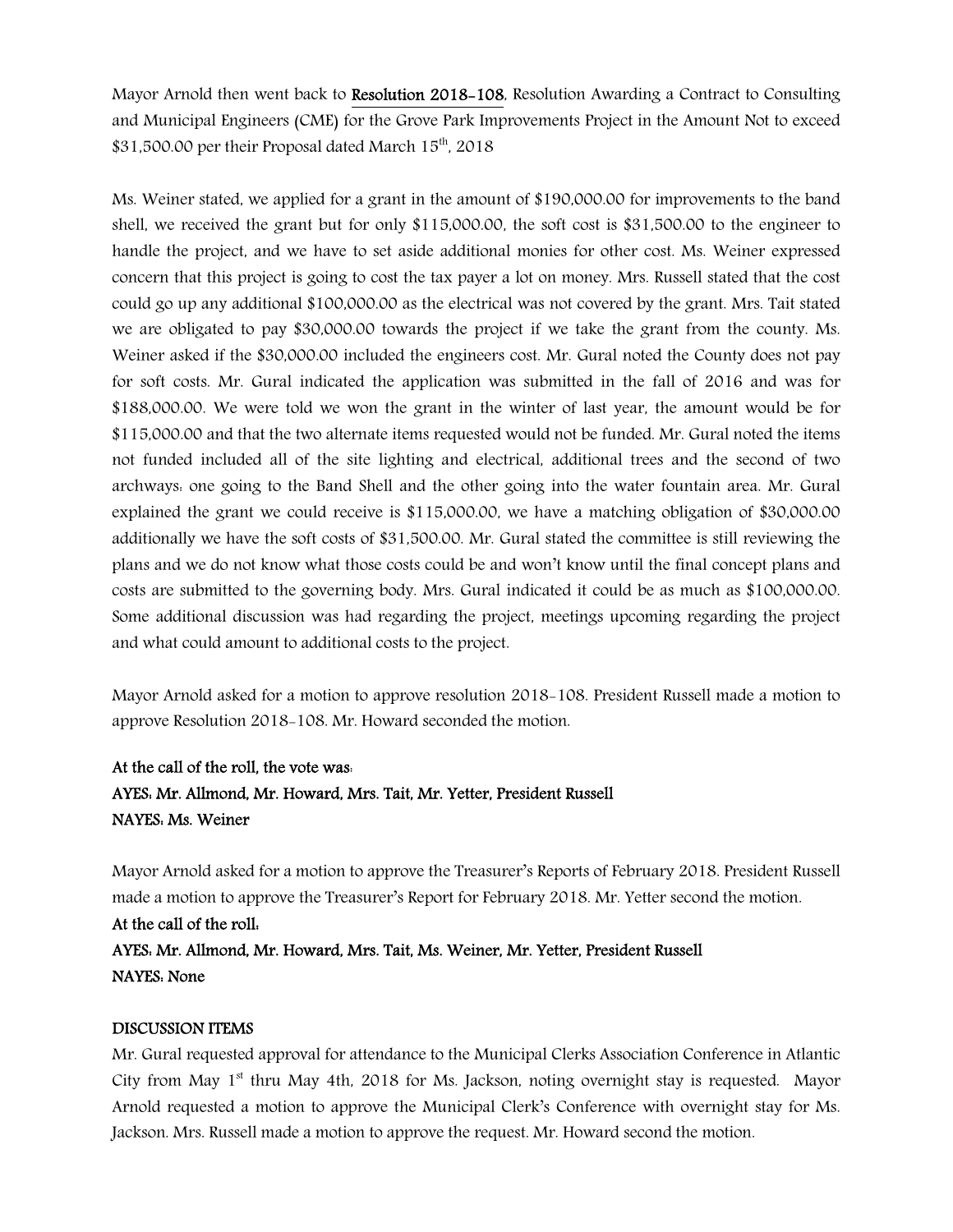Mayor Arnold then went back to **Resolution 2018-108**, Resolution Awarding a Contract to Consulting and Municipal Engineers (CME) for the Grove Park Improvements Project in the Amount Not to exceed \$31,500.00 per their Proposal dated March 15th, 2018

Ms. Weiner stated, we applied for a grant in the amount of \$190,000.00 for improvements to the band shell, we received the grant but for only \$115,000.00, the soft cost is \$31,500.00 to the engineer to handle the project, and we have to set aside additional monies for other cost. Ms. Weiner expressed concern that this project is going to cost the tax payer a lot on money. Mrs. Russell stated that the cost could go up any additional \$100,000.00 as the electrical was not covered by the grant. Mrs. Tait stated we are obligated to pay \$30,000.00 towards the project if we take the grant from the county. Ms. Weiner asked if the \$30,000.00 included the engineers cost. Mr. Gural noted the County does not pay for soft costs. Mr. Gural indicated the application was submitted in the fall of 2016 and was for \$188,000.00. We were told we won the grant in the winter of last year, the amount would be for \$115,000.00 and that the two alternate items requested would not be funded. Mr. Gural noted the items not funded included all of the site lighting and electrical, additional trees and the second of two archways: one going to the Band Shell and the other going into the water fountain area. Mr. Gural explained the grant we could receive is \$115,000.00, we have a matching obligation of \$30,000.00 additionally we have the soft costs of \$31,500.00. Mr. Gural stated the committee is still reviewing the plans and we do not know what those costs could be and won't know until the final concept plans and costs are submitted to the governing body. Mrs. Gural indicated it could be as much as \$100,000.00. Some additional discussion was had regarding the project, meetings upcoming regarding the project and what could amount to additional costs to the project.

Mayor Arnold asked for a motion to approve resolution 2018-108. President Russell made a motion to approve Resolution 2018-108. Mr. Howard seconded the motion.

**At the call of the roll, the vote was:**
**AYES: Mr. Allmond, Mr. Howard, Mrs. Tait, Mr. Yetter, President Russell**
**NAYES: Ms. Weiner**

Mayor Arnold asked for a motion to approve the Treasurer's Reports of February 2018. President Russell made a motion to approve the Treasurer's Report for February 2018. Mr. Yetter second the motion.
**At the call of the roll:**
**AYES: Mr. Allmond, Mr. Howard, Mrs. Tait, Ms. Weiner, Mr. Yetter, President Russell**
**NAYES: None**

**DISCUSSION ITEMS**
Mr. Gural requested approval for attendance to the Municipal Clerks Association Conference in Atlantic City from May 1st thru May 4th, 2018 for Ms. Jackson, noting overnight stay is requested. Mayor Arnold requested a motion to approve the Municipal Clerk's Conference with overnight stay for Ms. Jackson. Mrs. Russell made a motion to approve the request. Mr. Howard second the motion.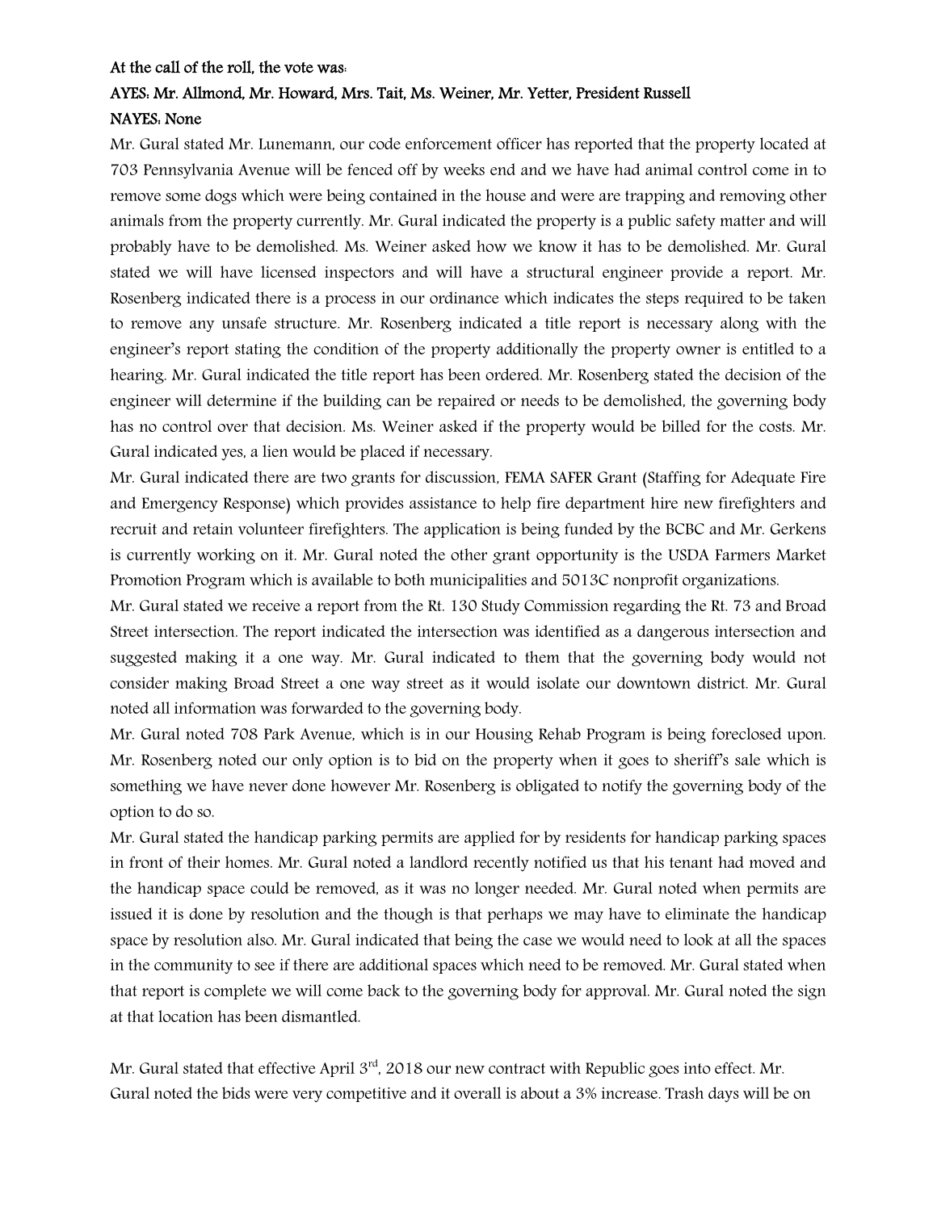**At the call of the roll, the vote was:**

**AYES: Mr. Allmond, Mr. Howard, Mrs. Tait, Ms. Weiner, Mr. Yetter, President Russell**

**NAYES: None**

Mr. Gural stated Mr. Lunemann, our code enforcement officer has reported that the property located at 703 Pennsylvania Avenue will be fenced off by weeks end and we have had animal control come in to remove some dogs which were being contained in the house and were are trapping and removing other animals from the property currently. Mr. Gural indicated the property is a public safety matter and will probably have to be demolished. Ms. Weiner asked how we know it has to be demolished. Mr. Gural stated we will have licensed inspectors and will have a structural engineer provide a report. Mr. Rosenberg indicated there is a process in our ordinance which indicates the steps required to be taken to remove any unsafe structure. Mr. Rosenberg indicated a title report is necessary along with the engineer's report stating the condition of the property additionally the property owner is entitled to a hearing. Mr. Gural indicated the title report has been ordered. Mr. Rosenberg stated the decision of the engineer will determine if the building can be repaired or needs to be demolished, the governing body has no control over that decision. Ms. Weiner asked if the property would be billed for the costs. Mr. Gural indicated yes, a lien would be placed if necessary.

Mr. Gural indicated there are two grants for discussion, FEMA SAFER Grant (Staffing for Adequate Fire and Emergency Response) which provides assistance to help fire department hire new firefighters and recruit and retain volunteer firefighters. The application is being funded by the BCBC and Mr. Gerkens is currently working on it. Mr. Gural noted the other grant opportunity is the USDA Farmers Market Promotion Program which is available to both municipalities and 5013C nonprofit organizations.

Mr. Gural stated we receive a report from the Rt. 130 Study Commission regarding the Rt. 73 and Broad Street intersection. The report indicated the intersection was identified as a dangerous intersection and suggested making it a one way. Mr. Gural indicated to them that the governing body would not consider making Broad Street a one way street as it would isolate our downtown district. Mr. Gural noted all information was forwarded to the governing body.

Mr. Gural noted 708 Park Avenue, which is in our Housing Rehab Program is being foreclosed upon. Mr. Rosenberg noted our only option is to bid on the property when it goes to sheriff's sale which is something we have never done however Mr. Rosenberg is obligated to notify the governing body of the option to do so.

Mr. Gural stated the handicap parking permits are applied for by residents for handicap parking spaces in front of their homes. Mr. Gural noted a landlord recently notified us that his tenant had moved and the handicap space could be removed, as it was no longer needed. Mr. Gural noted when permits are issued it is done by resolution and the though is that perhaps we may have to eliminate the handicap space by resolution also. Mr. Gural indicated that being the case we would need to look at all the spaces in the community to see if there are additional spaces which need to be removed. Mr. Gural stated when that report is complete we will come back to the governing body for approval. Mr. Gural noted the sign at that location has been dismantled.

Mr. Gural stated that effective April 3rd, 2018 our new contract with Republic goes into effect. Mr. Gural noted the bids were very competitive and it overall is about a 3% increase. Trash days will be on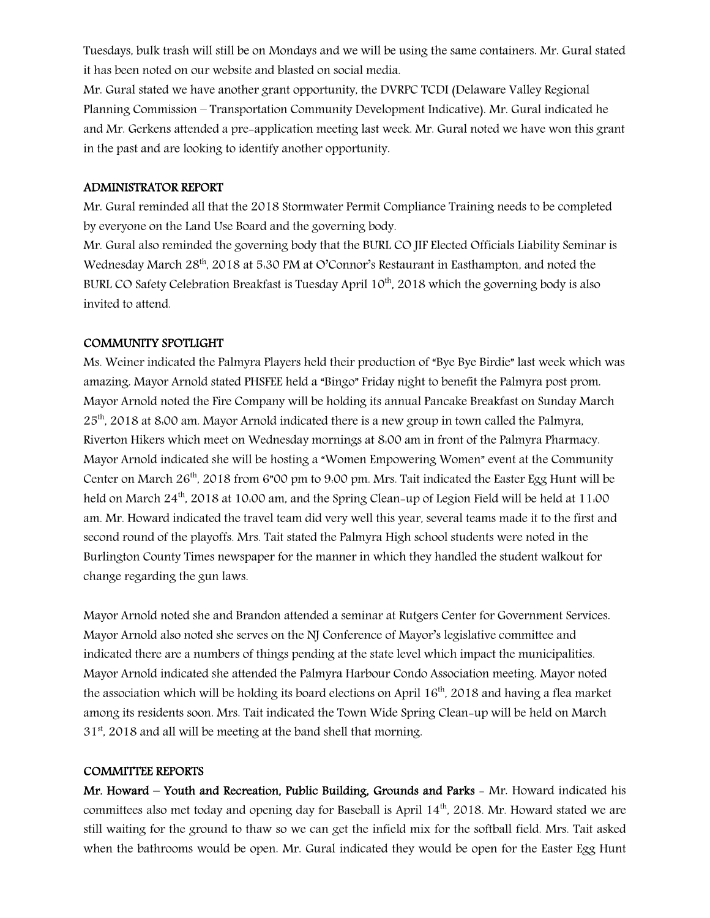Tuesdays, bulk trash will still be on Mondays and we will be using the same containers. Mr. Gural stated it has been noted on our website and blasted on social media.

Mr. Gural stated we have another grant opportunity, the DVRPC TCDI (Delaware Valley Regional Planning Commission – Transportation Community Development Indicative). Mr. Gural indicated he and Mr. Gerkens attended a pre-application meeting last week. Mr. Gural noted we have won this grant in the past and are looking to identify another opportunity.

**ADMINISTRATOR REPORT**

Mr. Gural reminded all that the 2018 Stormwater Permit Compliance Training needs to be completed by everyone on the Land Use Board and the governing body.

Mr. Gural also reminded the governing body that the BURL CO JIF Elected Officials Liability Seminar is Wednesday March 28th, 2018 at 5:30 PM at O'Connor's Restaurant in Easthampton, and noted the BURL CO Safety Celebration Breakfast is Tuesday April 10th, 2018 which the governing body is also invited to attend.

**COMMUNITY SPOTLIGHT**

Ms. Weiner indicated the Palmyra Players held their production of "Bye Bye Birdie" last week which was amazing. Mayor Arnold stated PHSFEE held a "Bingo" Friday night to benefit the Palmyra post prom. Mayor Arnold noted the Fire Company will be holding its annual Pancake Breakfast on Sunday March 25th, 2018 at 8:00 am. Mayor Arnold indicated there is a new group in town called the Palmyra, Riverton Hikers which meet on Wednesday mornings at 8:00 am in front of the Palmyra Pharmacy. Mayor Arnold indicated she will be hosting a "Women Empowering Women" event at the Community Center on March 26th, 2018 from 6"00 pm to 9:00 pm. Mrs. Tait indicated the Easter Egg Hunt will be held on March 24th, 2018 at 10:00 am, and the Spring Clean-up of Legion Field will be held at 11:00 am. Mr. Howard indicated the travel team did very well this year, several teams made it to the first and second round of the playoffs. Mrs. Tait stated the Palmyra High school students were noted in the Burlington County Times newspaper for the manner in which they handled the student walkout for change regarding the gun laws.

Mayor Arnold noted she and Brandon attended a seminar at Rutgers Center for Government Services. Mayor Arnold also noted she serves on the NJ Conference of Mayor's legislative committee and indicated there are a numbers of things pending at the state level which impact the municipalities. Mayor Arnold indicated she attended the Palmyra Harbour Condo Association meeting. Mayor noted the association which will be holding its board elections on April 16th, 2018 and having a flea market among its residents soon. Mrs. Tait indicated the Town Wide Spring Clean-up will be held on March 31st, 2018 and all will be meeting at the band shell that morning.

**COMMITTEE REPORTS**

**Mr. Howard – Youth and Recreation, Public Building, Grounds and Parks** - Mr. Howard indicated his committees also met today and opening day for Baseball is April 14th, 2018. Mr. Howard stated we are still waiting for the ground to thaw so we can get the infield mix for the softball field. Mrs. Tait asked when the bathrooms would be open. Mr. Gural indicated they would be open for the Easter Egg Hunt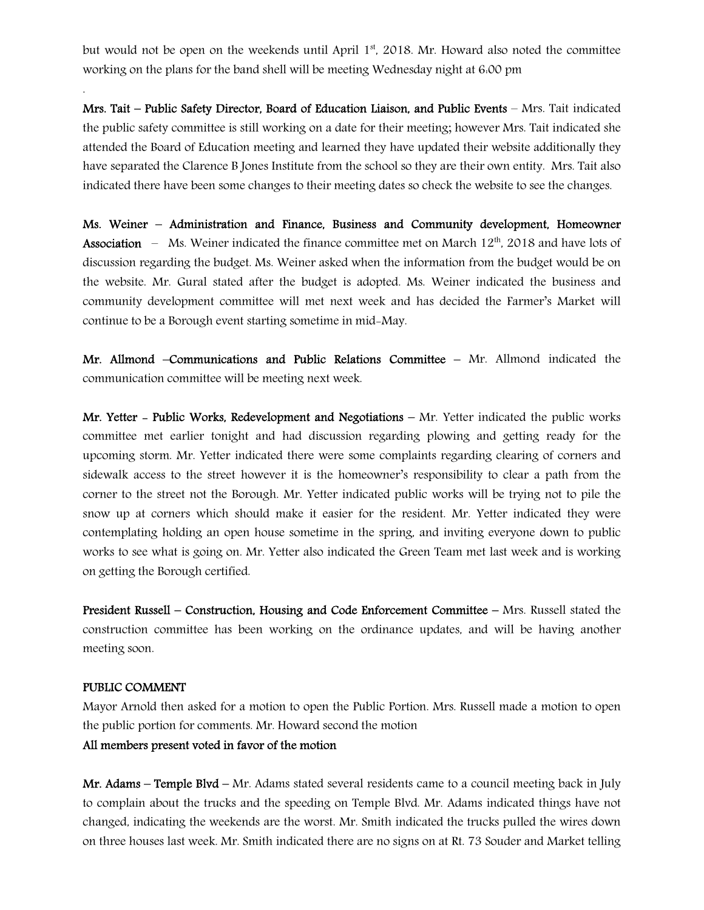but would not be open on the weekends until April 1st, 2018. Mr. Howard also noted the committee working on the plans for the band shell will be meeting Wednesday night at 6:00 pm

.

**Mrs. Tait – Public Safety Director, Board of Education Liaison, and Public Events** – Mrs. Tait indicated the public safety committee is still working on a date for their meeting; however Mrs. Tait indicated she attended the Board of Education meeting and learned they have updated their website additionally they have separated the Clarence B Jones Institute from the school so they are their own entity. Mrs. Tait also indicated there have been some changes to their meeting dates so check the website to see the changes.

**Ms. Weiner – Administration and Finance, Business and Community development, Homeowner Association** – Ms. Weiner indicated the finance committee met on March 12th, 2018 and have lots of discussion regarding the budget. Ms. Weiner asked when the information from the budget would be on the website. Mr. Gural stated after the budget is adopted. Ms. Weiner indicated the business and community development committee will met next week and has decided the Farmer's Market will continue to be a Borough event starting sometime in mid-May.

**Mr. Allmond –Communications and Public Relations Committee** – Mr. Allmond indicated the communication committee will be meeting next week.

**Mr. Yetter - Public Works, Redevelopment and Negotiations** – Mr. Yetter indicated the public works committee met earlier tonight and had discussion regarding plowing and getting ready for the upcoming storm. Mr. Yetter indicated there were some complaints regarding clearing of corners and sidewalk access to the street however it is the homeowner's responsibility to clear a path from the corner to the street not the Borough. Mr. Yetter indicated public works will be trying not to pile the snow up at corners which should make it easier for the resident. Mr. Yetter indicated they were contemplating holding an open house sometime in the spring, and inviting everyone down to public works to see what is going on. Mr. Yetter also indicated the Green Team met last week and is working on getting the Borough certified.

**President Russell – Construction, Housing and Code Enforcement Committee** – Mrs. Russell stated the construction committee has been working on the ordinance updates, and will be having another meeting soon.

**PUBLIC COMMENT**

Mayor Arnold then asked for a motion to open the Public Portion. Mrs. Russell made a motion to open the public portion for comments. Mr. Howard second the motion

**All members present voted in favor of the motion**

**Mr. Adams – Temple Blvd** – Mr. Adams stated several residents came to a council meeting back in July to complain about the trucks and the speeding on Temple Blvd. Mr. Adams indicated things have not changed, indicating the weekends are the worst. Mr. Smith indicated the trucks pulled the wires down on three houses last week. Mr. Smith indicated there are no signs on at Rt. 73 Souder and Market telling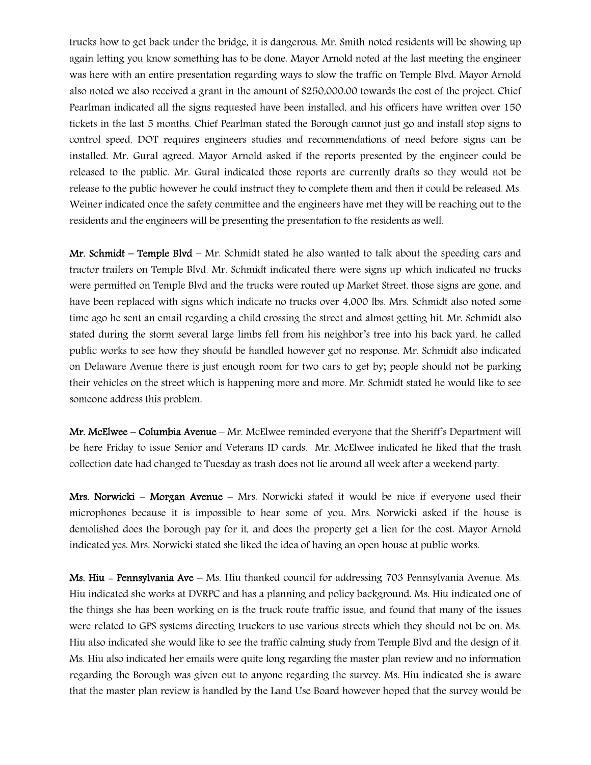trucks how to get back under the bridge, it is dangerous. Mr. Smith noted residents will be showing up again letting you know something has to be done. Mayor Arnold noted at the last meeting the engineer was here with an entire presentation regarding ways to slow the traffic on Temple Blvd. Mayor Arnold also noted we also received a grant in the amount of $250,000.00 towards the cost of the project. Chief Pearlman indicated all the signs requested have been installed, and his officers have written over 150 tickets in the last 5 months. Chief Pearlman stated the Borough cannot just go and install stop signs to control speed, DOT requires engineers studies and recommendations of need before signs can be installed. Mr. Gural agreed. Mayor Arnold asked if the reports presented by the engineer could be released to the public. Mr. Gural indicated those reports are currently drafts so they would not be release to the public however he could instruct they to complete them and then it could be released. Ms. Weiner indicated once the safety committee and the engineers have met they will be reaching out to the residents and the engineers will be presenting the presentation to the residents as well.

**Mr. Schmidt – Temple Blvd** – Mr. Schmidt stated he also wanted to talk about the speeding cars and tractor trailers on Temple Blvd. Mr. Schmidt indicated there were signs up which indicated no trucks were permitted on Temple Blvd and the trucks were routed up Market Street, those signs are gone, and have been replaced with signs which indicate no trucks over 4,000 lbs. Mrs. Schmidt also noted some time ago he sent an email regarding a child crossing the street and almost getting hit. Mr. Schmidt also stated during the storm several large limbs fell from his neighbor's tree into his back yard, he called public works to see how they should be handled however got no response. Mr. Schmidt also indicated on Delaware Avenue there is just enough room for two cars to get by; people should not be parking their vehicles on the street which is happening more and more. Mr. Schmidt stated he would like to see someone address this problem.

**Mr. McElwee – Columbia Avenue** – Mr. McElwee reminded everyone that the Sheriff's Department will be here Friday to issue Senior and Veterans ID cards. Mr. McElwee indicated he liked that the trash collection date had changed to Tuesday as trash does not lie around all week after a weekend party.

**Mrs. Norwicki – Morgan Avenue** – Mrs. Norwicki stated it would be nice if everyone used their microphones because it is impossible to hear some of you. Mrs. Norwicki asked if the house is demolished does the borough pay for it, and does the property get a lien for the cost. Mayor Arnold indicated yes. Mrs. Norwicki stated she liked the idea of having an open house at public works.

**Ms. Hiu - Pennsylvania Ave** – Ms. Hiu thanked council for addressing 703 Pennsylvania Avenue. Ms. Hiu indicated she works at DVRPC and has a planning and policy background. Ms. Hiu indicated one of the things she has been working on is the truck route traffic issue, and found that many of the issues were related to GPS systems directing truckers to use various streets which they should not be on. Ms. Hiu also indicated she would like to see the traffic calming study from Temple Blvd and the design of it. Ms. Hiu also indicated her emails were quite long regarding the master plan review and no information regarding the Borough was given out to anyone regarding the survey. Ms. Hiu indicated she is aware that the master plan review is handled by the Land Use Board however hoped that the survey would be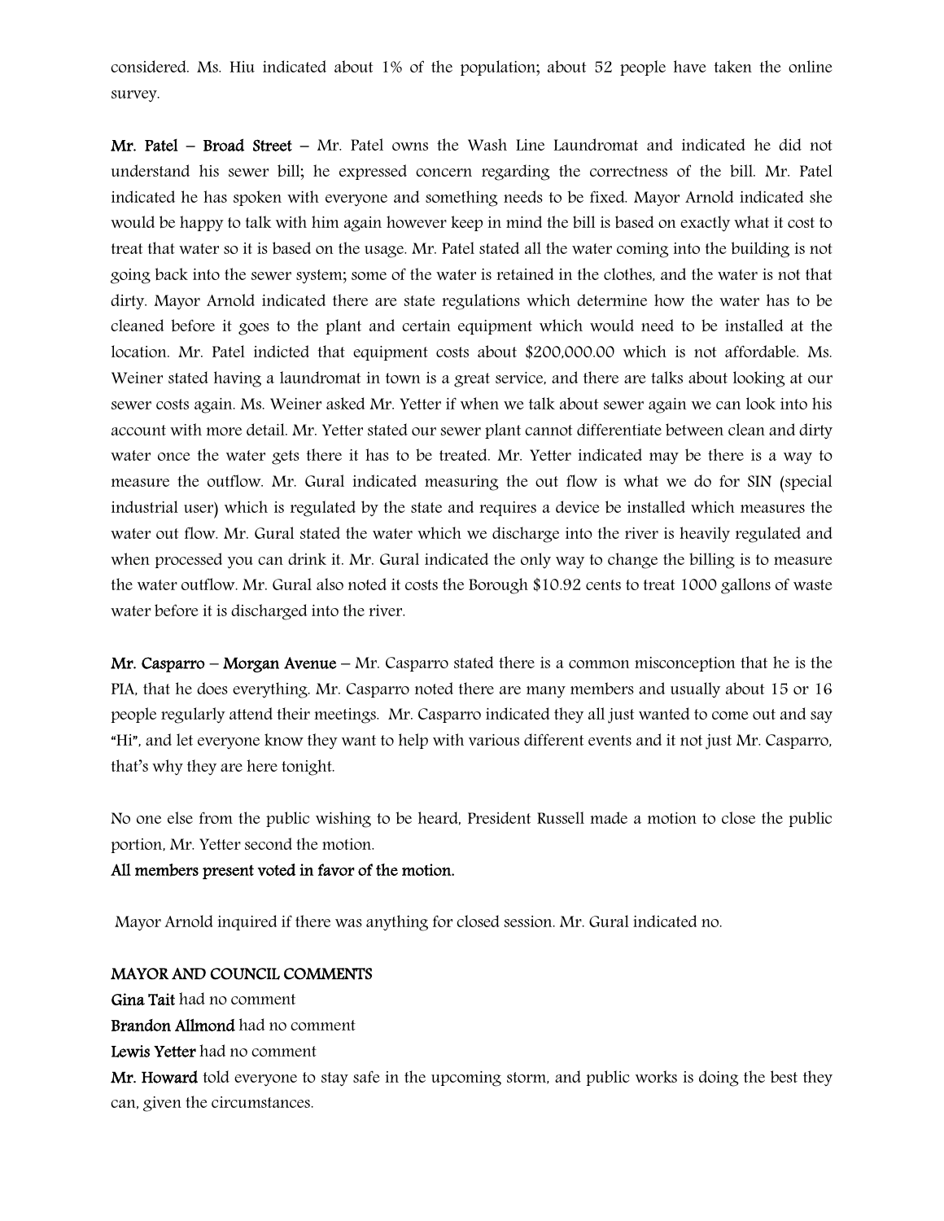considered. Ms. Hiu indicated about 1% of the population; about 52 people have taken the online survey.

**Mr. Patel – Broad Street** – Mr. Patel owns the Wash Line Laundromat and indicated he did not understand his sewer bill; he expressed concern regarding the correctness of the bill. Mr. Patel indicated he has spoken with everyone and something needs to be fixed. Mayor Arnold indicated she would be happy to talk with him again however keep in mind the bill is based on exactly what it cost to treat that water so it is based on the usage. Mr. Patel stated all the water coming into the building is not going back into the sewer system; some of the water is retained in the clothes, and the water is not that dirty. Mayor Arnold indicated there are state regulations which determine how the water has to be cleaned before it goes to the plant and certain equipment which would need to be installed at the location. Mr. Patel indicted that equipment costs about $200,000.00 which is not affordable. Ms. Weiner stated having a laundromat in town is a great service, and there are talks about looking at our sewer costs again. Ms. Weiner asked Mr. Yetter if when we talk about sewer again we can look into his account with more detail. Mr. Yetter stated our sewer plant cannot differentiate between clean and dirty water once the water gets there it has to be treated. Mr. Yetter indicated may be there is a way to measure the outflow. Mr. Gural indicated measuring the out flow is what we do for SIN (special industrial user) which is regulated by the state and requires a device be installed which measures the water out flow. Mr. Gural stated the water which we discharge into the river is heavily regulated and when processed you can drink it. Mr. Gural indicated the only way to change the billing is to measure the water outflow. Mr. Gural also noted it costs the Borough $10.92 cents to treat 1000 gallons of waste water before it is discharged into the river.

**Mr. Casparro – Morgan Avenue** – Mr. Casparro stated there is a common misconception that he is the PIA, that he does everything. Mr. Casparro noted there are many members and usually about 15 or 16 people regularly attend their meetings. Mr. Casparro indicated they all just wanted to come out and say "Hi", and let everyone know they want to help with various different events and it not just Mr. Casparro, that's why they are here tonight.

No one else from the public wishing to be heard, President Russell made a motion to close the public portion, Mr. Yetter second the motion.

**All members present voted in favor of the motion.**

Mayor Arnold inquired if there was anything for closed session. Mr. Gural indicated no.

**MAYOR AND COUNCIL COMMENTS**

**Gina Tait** had no comment

**Brandon Allmond** had no comment

**Lewis Yetter** had no comment

**Mr. Howard** told everyone to stay safe in the upcoming storm, and public works is doing the best they can, given the circumstances.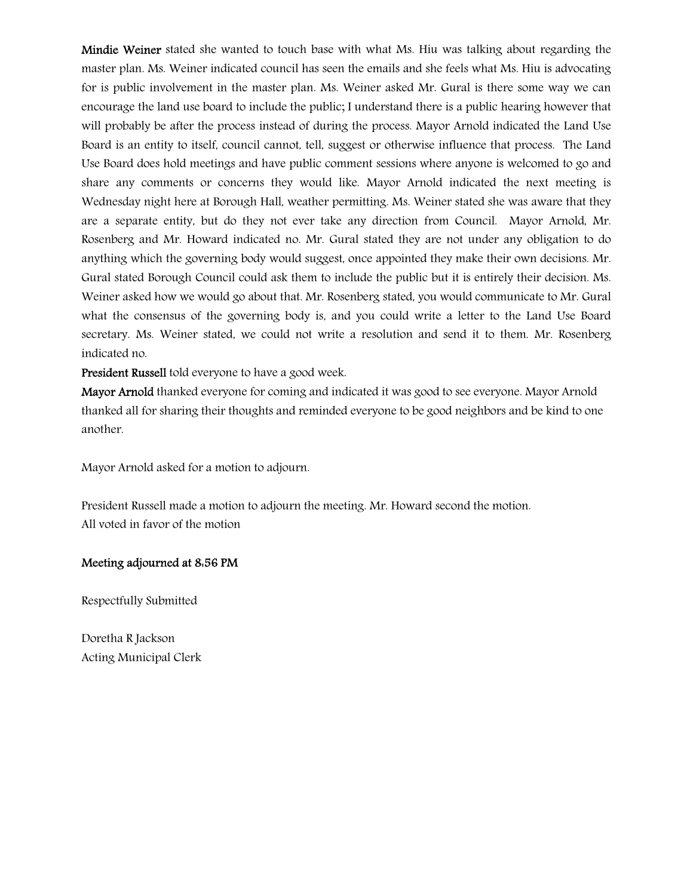**Mindie Weiner** stated she wanted to touch base with what Ms. Hiu was talking about regarding the master plan. Ms. Weiner indicated council has seen the emails and she feels what Ms. Hiu is advocating for is public involvement in the master plan. Ms. Weiner asked Mr. Gural is there some way we can encourage the land use board to include the public; I understand there is a public hearing however that will probably be after the process instead of during the process. Mayor Arnold indicated the Land Use Board is an entity to itself, council cannot, tell, suggest or otherwise influence that process. The Land Use Board does hold meetings and have public comment sessions where anyone is welcomed to go and share any comments or concerns they would like. Mayor Arnold indicated the next meeting is Wednesday night here at Borough Hall, weather permitting. Ms. Weiner stated she was aware that they are a separate entity, but do they not ever take any direction from Council. Mayor Arnold, Mr. Rosenberg and Mr. Howard indicated no. Mr. Gural stated they are not under any obligation to do anything which the governing body would suggest, once appointed they make their own decisions. Mr. Gural stated Borough Council could ask them to include the public but it is entirely their decision. Ms. Weiner asked how we would go about that. Mr. Rosenberg stated, you would communicate to Mr. Gural what the consensus of the governing body is, and you could write a letter to the Land Use Board secretary. Ms. Weiner stated, we could not write a resolution and send it to them. Mr. Rosenberg indicated no.

**President Russell** told everyone to have a good week.

**Mayor Arnold** thanked everyone for coming and indicated it was good to see everyone. Mayor Arnold thanked all for sharing their thoughts and reminded everyone to be good neighbors and be kind to one another.

Mayor Arnold asked for a motion to adjourn.

President Russell made a motion to adjourn the meeting. Mr. Howard second the motion.
All voted in favor of the motion

**Meeting adjourned at 8:56 PM**

Respectfully Submitted

Doretha R Jackson
Acting Municipal Clerk